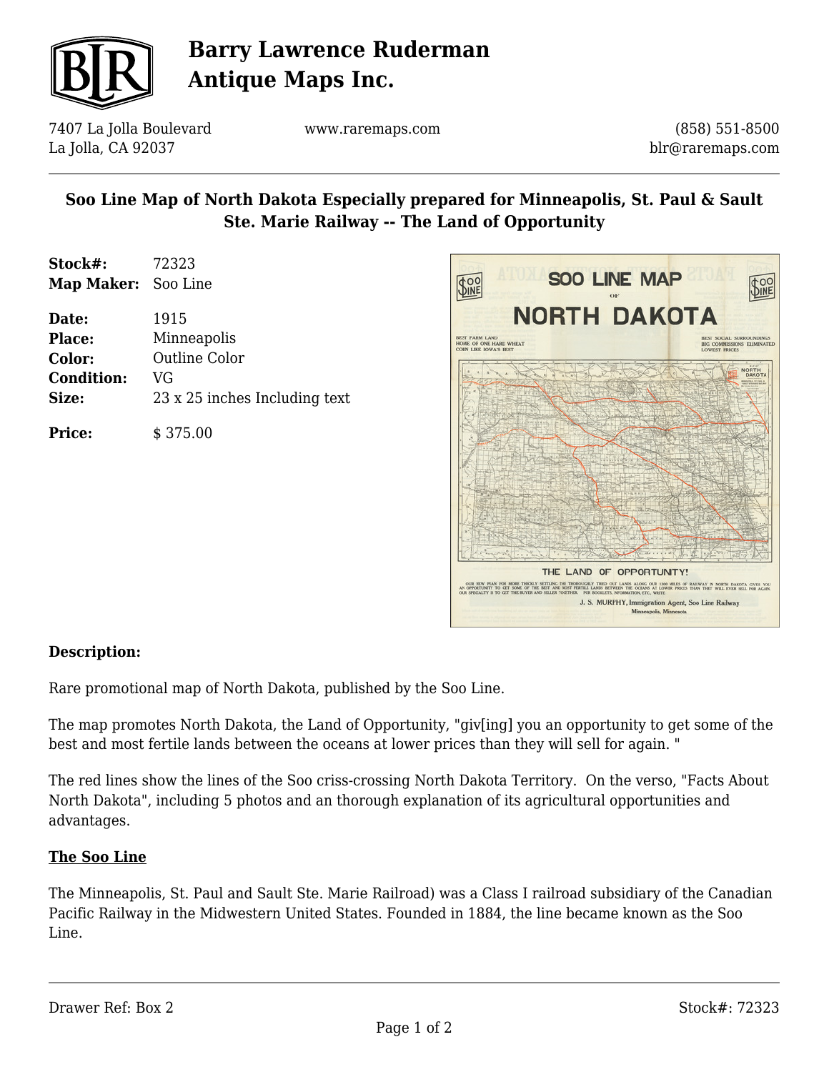# Barry Lawrence Ruderman Antique Maps Inc.

7407 La Jolla Boulevard
La Jolla, CA 92037

www.raremaps.com

(858) 551-8500
blr@raremaps.com

## Soo Line Map of North Dakota Especially prepared for Minneapolis, St. Paul & Sault Ste. Marie Railway -- The Land of Opportunity

**Stock#:** 72323
**Map Maker:** Soo Line

**Date:** 1915
**Place:** Minneapolis
**Color:** Outline Color
**Condition:** VG
**Size:** 23 x 25 inches Including text

**Price:** $ 375.00

### Description:

Rare promotional map of North Dakota, published by the Soo Line.

The map promotes North Dakota, the Land of Opportunity, "giv[ing] you an opportunity to get some of the best and most fertile lands between the oceans at lower prices than they will sell for again. "

The red lines show the lines of the Soo criss-crossing North Dakota Territory. On the verso, "Facts About North Dakota", including 5 photos and an thorough explanation of its agricultural opportunities and advantages.

**The Soo Line**

The Minneapolis, St. Paul and Sault Ste. Marie Railroad) was a Class I railroad subsidiary of the Canadian Pacific Railway in the Midwestern United States. Founded in 1884, the line became known as the Soo Line.

Drawer Ref: Box 2

Stock#: 72323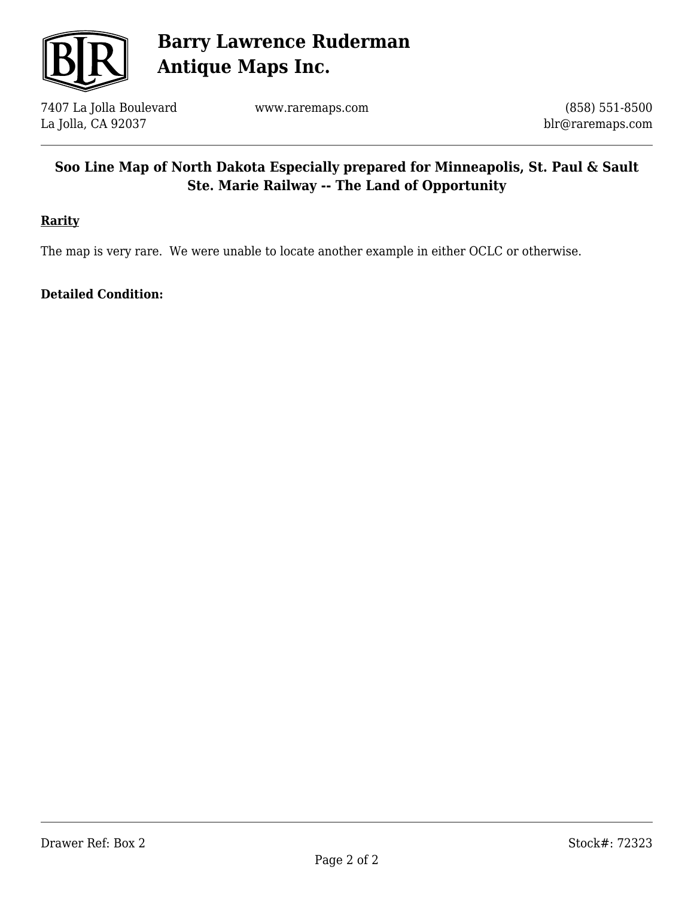**Soo Line Map of North Dakota Especially prepared for Minneapolis, St. Paul & Sault Ste. Marie Railway -- The Land of Opportunity**

**Rarity**

The map is very rare. We were unable to locate another example in either OCLC or otherwise.

**Detailed Condition:**